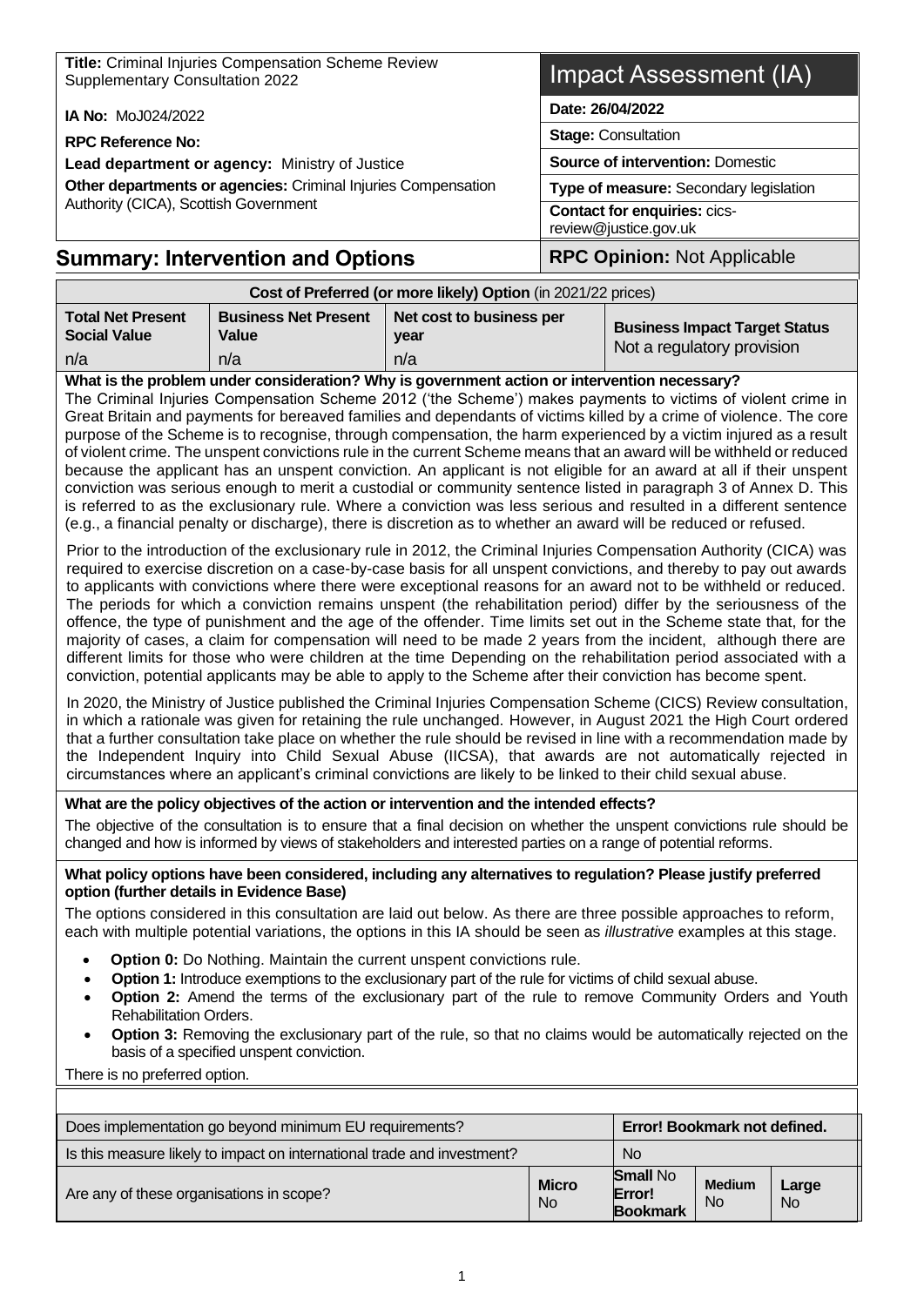**Title:** Criminal Injuries Compensation Scheme Review Supplementary Consultation 2022

**IA No:** MoJ024/2022

**RPC Reference No:**

**Lead department or agency:** Ministry of Justice

**Other departments or agencies:** Criminal Injuries Compensation Authority (CICA), Scottish Government

# Impact Assessment (IA)

**Date: 26/04/2022**

**Stage:** Consultation

**Source of intervention:** Domestic

**Type of measure:** Secondary legislation

**Contact for enquiries:** cics-review@justice.gov.uk

## Summary: Intervention and Options

**RPC Opinion:** Not Applicable

| Cost of Preferred (or more likely) Option (in 2021/22 prices) | | | |
|---|---|---|---|
| **Total Net Present Social Value** | **Business Net Present Value** | **Net cost to business per year** | **Business Impact Target Status** |
| n/a | n/a | n/a | Not a regulatory provision |

**What is the problem under consideration? Why is government action or intervention necessary?**

The Criminal Injuries Compensation Scheme 2012 ('the Scheme') makes payments to victims of violent crime in Great Britain and payments for bereaved families and dependants of victims killed by a crime of violence. The core purpose of the Scheme is to recognise, through compensation, the harm experienced by a victim injured as a result of violent crime. The unspent convictions rule in the current Scheme means that an award will be withheld or reduced because the applicant has an unspent conviction. An applicant is not eligible for an award at all if their unspent conviction was serious enough to merit a custodial or community sentence listed in paragraph 3 of Annex D. This is referred to as the exclusionary rule. Where a conviction was less serious and resulted in a different sentence (e.g., a financial penalty or discharge), there is discretion as to whether an award will be reduced or refused.

Prior to the introduction of the exclusionary rule in 2012, the Criminal Injuries Compensation Authority (CICA) was required to exercise discretion on a case-by-case basis for all unspent convictions, and thereby to pay out awards to applicants with convictions where there were exceptional reasons for an award not to be withheld or reduced. The periods for which a conviction remains unspent (the rehabilitation period) differ by the seriousness of the offence, the type of punishment and the age of the offender. Time limits set out in the Scheme state that, for the majority of cases, a claim for compensation will need to be made 2 years from the incident, although there are different limits for those who were children at the time Depending on the rehabilitation period associated with a conviction, potential applicants may be able to apply to the Scheme after their conviction has become spent.

In 2020, the Ministry of Justice published the Criminal Injuries Compensation Scheme (CICS) Review consultation, in which a rationale was given for retaining the rule unchanged. However, in August 2021 the High Court ordered that a further consultation take place on whether the rule should be revised in line with a recommendation made by the Independent Inquiry into Child Sexual Abuse (IICSA), that awards are not automatically rejected in circumstances where an applicant's criminal convictions are likely to be linked to their child sexual abuse.

**What are the policy objectives of the action or intervention and the intended effects?**

The objective of the consultation is to ensure that a final decision on whether the unspent convictions rule should be changed and how is informed by views of stakeholders and interested parties on a range of potential reforms.

**What policy options have been considered, including any alternatives to regulation? Please justify preferred option (further details in Evidence Base)**

The options considered in this consultation are laid out below. As there are three possible approaches to reform, each with multiple potential variations, the options in this IA should be seen as *illustrative* examples at this stage.

- **Option 0:** Do Nothing. Maintain the current unspent convictions rule.
- **Option 1:** Introduce exemptions to the exclusionary part of the rule for victims of child sexual abuse.
- **Option 2:** Amend the terms of the exclusionary part of the rule to remove Community Orders and Youth Rehabilitation Orders.
- **Option 3:** Removing the exclusionary part of the rule, so that no claims would be automatically rejected on the basis of a specified unspent conviction.

There is no preferred option.

| | | | | | |
|---|---|---|---|---|---|
| Does implementation go beyond minimum EU requirements? | | **Error! Bookmark not defined.** | | | |
| Is this measure likely to impact on international trade and investment? | | No | | | |
| Are any of these organisations in scope? | **Micro** No | **Small** No **Error! Bookmark** | **Medium** No | **Large** No | |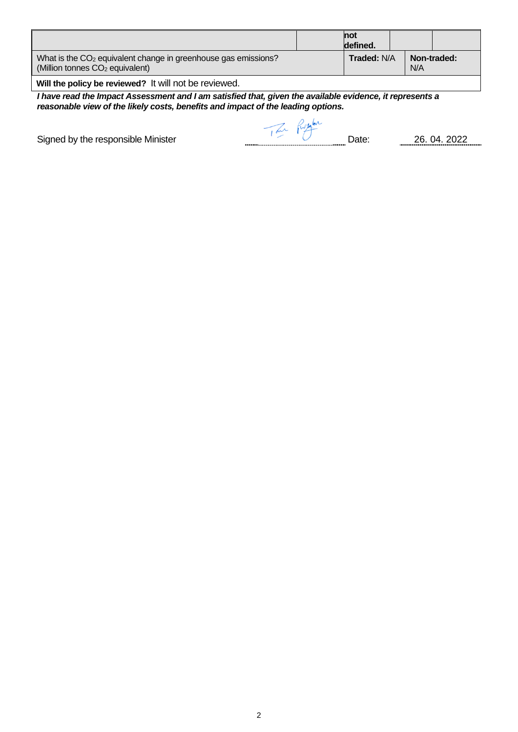|  |  | **not defined.** |  |  |
|---|---|---|---|---|
| What is the $CO_2$ equivalent change in greenhouse gas emissions? (Million tonnes $CO_2$ equivalent) |  | **Traded:** N/A |  | **Non-traded:** N/A |

**Will the policy be reviewed?** It will not be reviewed.

***I have read the Impact Assessment and I am satisfied that, given the available evidence, it represents a reasonable view of the likely costs, benefits and impact of the leading options.***

Signed by the responsible Minister ........................................ Date: 26. 04. 2022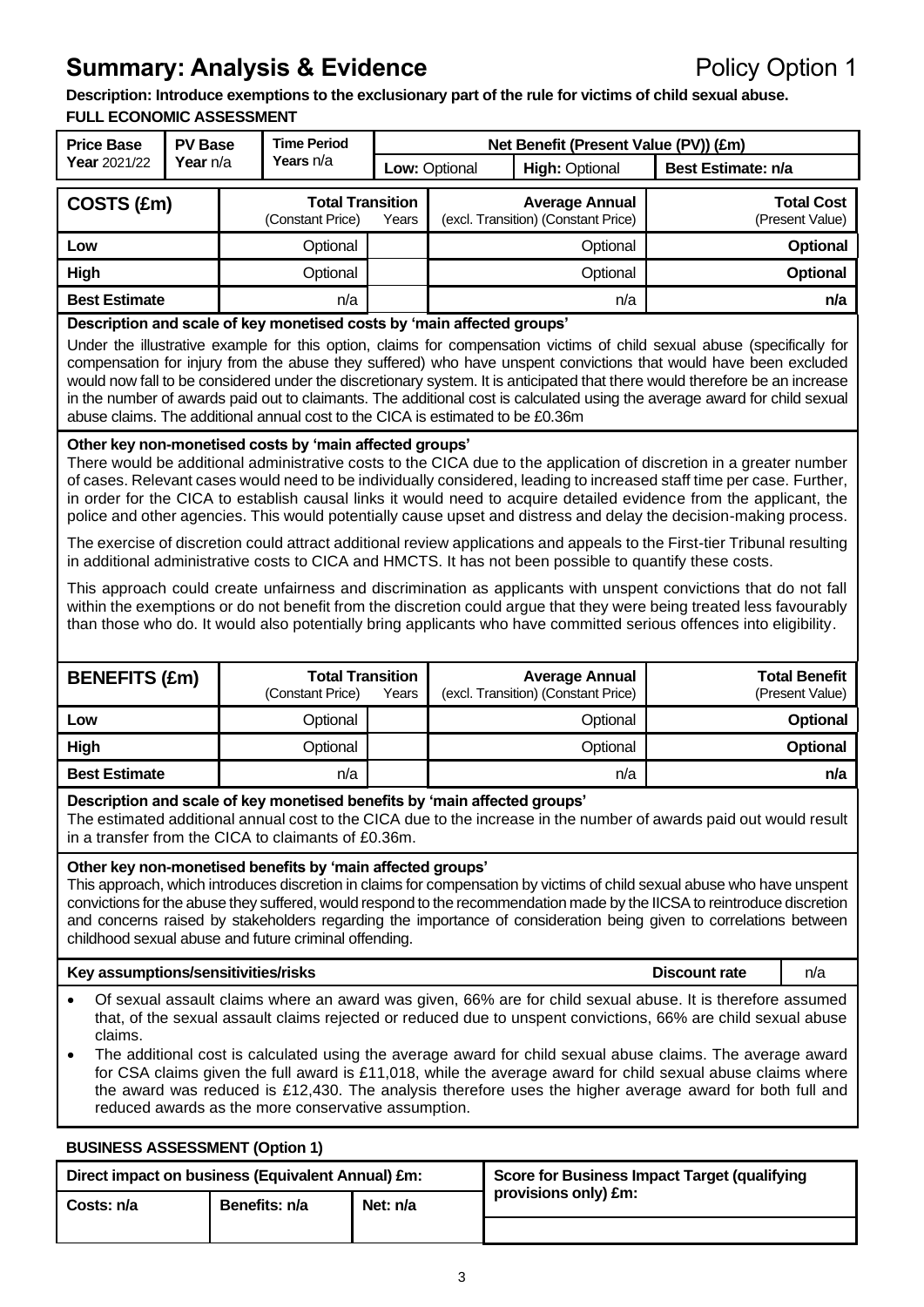# Summary: Analysis & Evidence

Policy Option 1

**Description: Introduce exemptions to the exclusionary part of the rule for victims of child sexual abuse.**

**FULL ECONOMIC ASSESSMENT**

| Price Base Year 2021/22 | PV Base Year n/a | Time Period Years n/a | Net Benefit (Present Value (PV)) (£m) | | |
|---|---|---|---|---|---|
| | | | Low: Optional | High: Optional | Best Estimate: n/a |

| COSTS (£m) | Total Transition (Constant Price) | Years | Average Annual (excl. Transition) (Constant Price) | Total Cost (Present Value) |
|---|---|---|---|---|
| Low | Optional | | Optional | **Optional** |
| High | Optional | | Optional | **Optional** |
| Best Estimate | n/a | | n/a | **n/a** |

**Description and scale of key monetised costs by 'main affected groups'**

Under the illustrative example for this option, claims for compensation victims of child sexual abuse (specifically for compensation for injury from the abuse they suffered) who have unspent convictions that would have been excluded would now fall to be considered under the discretionary system. It is anticipated that there would therefore be an increase in the number of awards paid out to claimants. The additional cost is calculated using the average award for child sexual abuse claims. The additional annual cost to the CICA is estimated to be £0.36m

**Other key non-monetised costs by 'main affected groups'**

There would be additional administrative costs to the CICA due to the application of discretion in a greater number of cases. Relevant cases would need to be individually considered, leading to increased staff time per case. Further, in order for the CICA to establish causal links it would need to acquire detailed evidence from the applicant, the police and other agencies. This would potentially cause upset and distress and delay the decision-making process.

The exercise of discretion could attract additional review applications and appeals to the First-tier Tribunal resulting in additional administrative costs to CICA and HMCTS. It has not been possible to quantify these costs.

This approach could create unfairness and discrimination as applicants with unspent convictions that do not fall within the exemptions or do not benefit from the discretion could argue that they were being treated less favourably than those who do. It would also potentially bring applicants who have committed serious offences into eligibility.

| BENEFITS (£m) | Total Transition (Constant Price) | Years | Average Annual (excl. Transition) (Constant Price) | Total Benefit (Present Value) |
|---|---|---|---|---|
| Low | Optional | | Optional | **Optional** |
| High | Optional | | Optional | **Optional** |
| Best Estimate | n/a | | n/a | **n/a** |

**Description and scale of key monetised benefits by 'main affected groups'**

The estimated additional annual cost to the CICA due to the increase in the number of awards paid out would result in a transfer from the CICA to claimants of £0.36m.

**Other key non-monetised benefits by 'main affected groups'**

This approach, which introduces discretion in claims for compensation by victims of child sexual abuse who have unspent convictions for the abuse they suffered, would respond to the recommendation made by the IICSA to reintroduce discretion and concerns raised by stakeholders regarding the importance of consideration being given to correlations between childhood sexual abuse and future criminal offending.

**Key assumptions/sensitivities/risks** | **Discount rate** | n/a

- Of sexual assault claims where an award was given, 66% are for child sexual abuse. It is therefore assumed that, of the sexual assault claims rejected or reduced due to unspent convictions, 66% are child sexual abuse claims.
- The additional cost is calculated using the average award for child sexual abuse claims. The average award for CSA claims given the full award is £11,018, while the average award for child sexual abuse claims where the award was reduced is £12,430. The analysis therefore uses the higher average award for both full and reduced awards as the more conservative assumption.

**BUSINESS ASSESSMENT (Option 1)**

| Direct impact on business (Equivalent Annual) £m: | | | Score for Business Impact Target (qualifying provisions only) £m: |
|---|---|---|---|
| Costs: n/a | Benefits: n/a | Net: n/a | |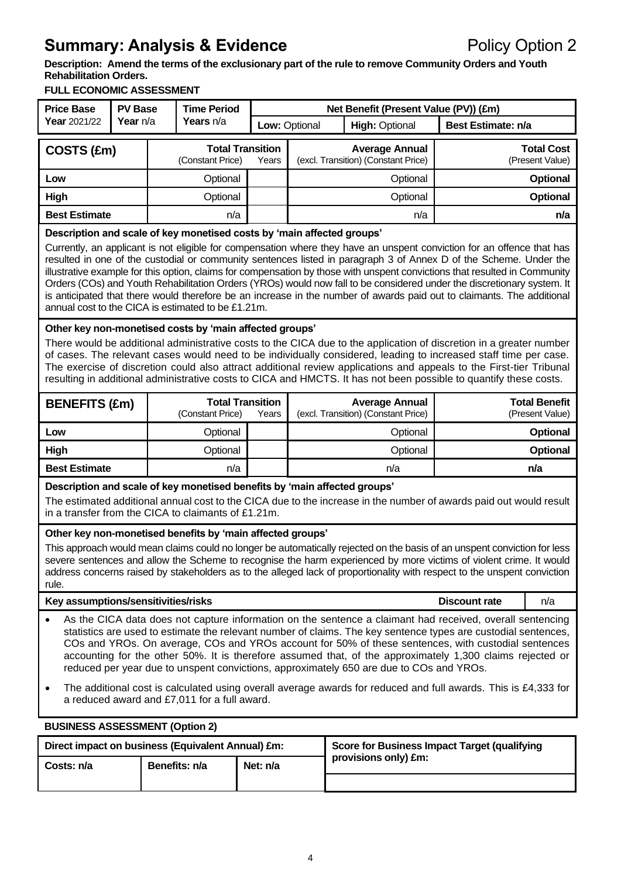# Summary: Analysis & Evidence

Policy Option 2

**Description: Amend the terms of the exclusionary part of the rule to remove Community Orders and Youth Rehabilitation Orders.**

**FULL ECONOMIC ASSESSMENT**

| Price Base Year 2021/22 | PV Base Year n/a | Time Period Years n/a | Net Benefit (Present Value (PV)) (£m) | | |
|---|---|---|---|---|---|
| | | | **Low:** Optional | **High:** Optional | **Best Estimate: n/a** |

| COSTS (£m) | Total Transition (Constant Price) | Years | Average Annual (excl. Transition) (Constant Price) | Total Cost (Present Value) |
|---|---|---|---|---|
| **Low** | Optional | | Optional | **Optional** |
| **High** | Optional | | Optional | **Optional** |
| **Best Estimate** | n/a | | n/a | **n/a** |

**Description and scale of key monetised costs by 'main affected groups'**

Currently, an applicant is not eligible for compensation where they have an unspent conviction for an offence that has resulted in one of the custodial or community sentences listed in paragraph 3 of Annex D of the Scheme. Under the illustrative example for this option, claims for compensation by those with unspent convictions that resulted in Community Orders (COs) and Youth Rehabilitation Orders (YROs) would now fall to be considered under the discretionary system. It is anticipated that there would therefore be an increase in the number of awards paid out to claimants. The additional annual cost to the CICA is estimated to be £1.21m.

**Other key non-monetised costs by 'main affected groups'**

There would be additional administrative costs to the CICA due to the application of discretion in a greater number of cases. The relevant cases would need to be individually considered, leading to increased staff time per case. The exercise of discretion could also attract additional review applications and appeals to the First-tier Tribunal resulting in additional administrative costs to CICA and HMCTS. It has not been possible to quantify these costs.

| BENEFITS (£m) | Total Transition (Constant Price) | Years | Average Annual (excl. Transition) (Constant Price) | Total Benefit (Present Value) |
|---|---|---|---|---|
| **Low** | Optional | | Optional | **Optional** |
| **High** | Optional | | Optional | **Optional** |
| **Best Estimate** | n/a | | n/a | **n/a** |

**Description and scale of key monetised benefits by 'main affected groups'**

The estimated additional annual cost to the CICA due to the increase in the number of awards paid out would result in a transfer from the CICA to claimants of £1.21m.

**Other key non-monetised benefits by 'main affected groups'**

This approach would mean claims could no longer be automatically rejected on the basis of an unspent conviction for less severe sentences and allow the Scheme to recognise the harm experienced by more victims of violent crime. It would address concerns raised by stakeholders as to the alleged lack of proportionality with respect to the unspent conviction rule.

**Key assumptions/sensitivities/risks** — **Discount rate:** n/a

- As the CICA data does not capture information on the sentence a claimant had received, overall sentencing statistics are used to estimate the relevant number of claims. The key sentence types are custodial sentences, COs and YROs. On average, COs and YROs account for 50% of these sentences, with custodial sentences accounting for the other 50%. It is therefore assumed that, of the approximately 1,300 claims rejected or reduced per year due to unspent convictions, approximately 650 are due to COs and YROs.
- The additional cost is calculated using overall average awards for reduced and full awards. This is £4,333 for a reduced award and £7,011 for a full award.

**BUSINESS ASSESSMENT (Option 2)**

| Direct impact on business (Equivalent Annual) £m: | | | Score for Business Impact Target (qualifying provisions only) £m: |
|---|---|---|---|
| **Costs:** n/a | **Benefits:** n/a | **Net:** n/a | |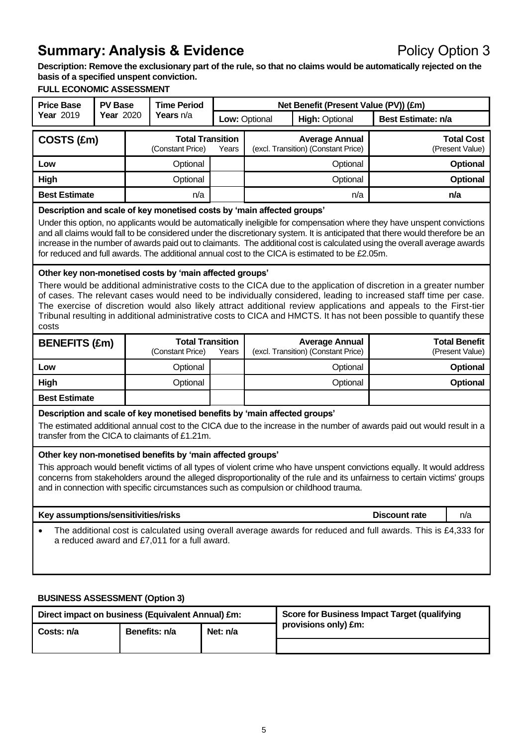# Summary: Analysis & Evidence

Policy Option 3

**Description: Remove the exclusionary part of the rule, so that no claims would be automatically rejected on the basis of a specified unspent conviction.**

**FULL ECONOMIC ASSESSMENT**

| Price Base Year 2019 | PV Base Year 2020 | Time Period Years n/a | Net Benefit (Present Value (PV)) (£m) | | |
|---|---|---|---|---|---|
| | | | Low: Optional | High: Optional | Best Estimate: n/a |

| COSTS (£m) | Total Transition (Constant Price) | Years | Average Annual (excl. Transition) (Constant Price) | Total Cost (Present Value) |
|---|---|---|---|---|
| Low | Optional | | Optional | **Optional** |
| High | Optional | | Optional | **Optional** |
| Best Estimate | n/a | | n/a | **n/a** |

**Description and scale of key monetised costs by 'main affected groups'**

Under this option, no applicants would be automatically ineligible for compensation where they have unspent convictions and all claims would fall to be considered under the discretionary system. It is anticipated that there would therefore be an increase in the number of awards paid out to claimants. The additional cost is calculated using the overall average awards for reduced and full awards. The additional annual cost to the CICA is estimated to be £2.05m.

**Other key non-monetised costs by 'main affected groups'**

There would be additional administrative costs to the CICA due to the application of discretion in a greater number of cases. The relevant cases would need to be individually considered, leading to increased staff time per case. The exercise of discretion would also likely attract additional review applications and appeals to the First-tier Tribunal resulting in additional administrative costs to CICA and HMCTS. It has not been possible to quantify these costs

| BENEFITS (£m) | Total Transition (Constant Price) | Years | Average Annual (excl. Transition) (Constant Price) | Total Benefit (Present Value) |
|---|---|---|---|---|
| Low | Optional | | Optional | **Optional** |
| High | Optional | | Optional | **Optional** |
| Best Estimate | | | | |

**Description and scale of key monetised benefits by 'main affected groups'**

The estimated additional annual cost to the CICA due to the increase in the number of awards paid out would result in a transfer from the CICA to claimants of £1.21m.

**Other key non-monetised benefits by 'main affected groups'**

This approach would benefit victims of all types of violent crime who have unspent convictions equally. It would address concerns from stakeholders around the alleged disproportionality of the rule and its unfairness to certain victims' groups and in connection with specific circumstances such as compulsion or childhood trauma.

**Key assumptions/sensitivities/risks** | **Discount rate** | n/a

- The additional cost is calculated using overall average awards for reduced and full awards. This is £4,333 for a reduced award and £7,011 for a full award.

**BUSINESS ASSESSMENT (Option 3)**

| Direct impact on business (Equivalent Annual) £m: | | | Score for Business Impact Target (qualifying provisions only) £m: |
|---|---|---|---|
| Costs: n/a | Benefits: n/a | Net: n/a | |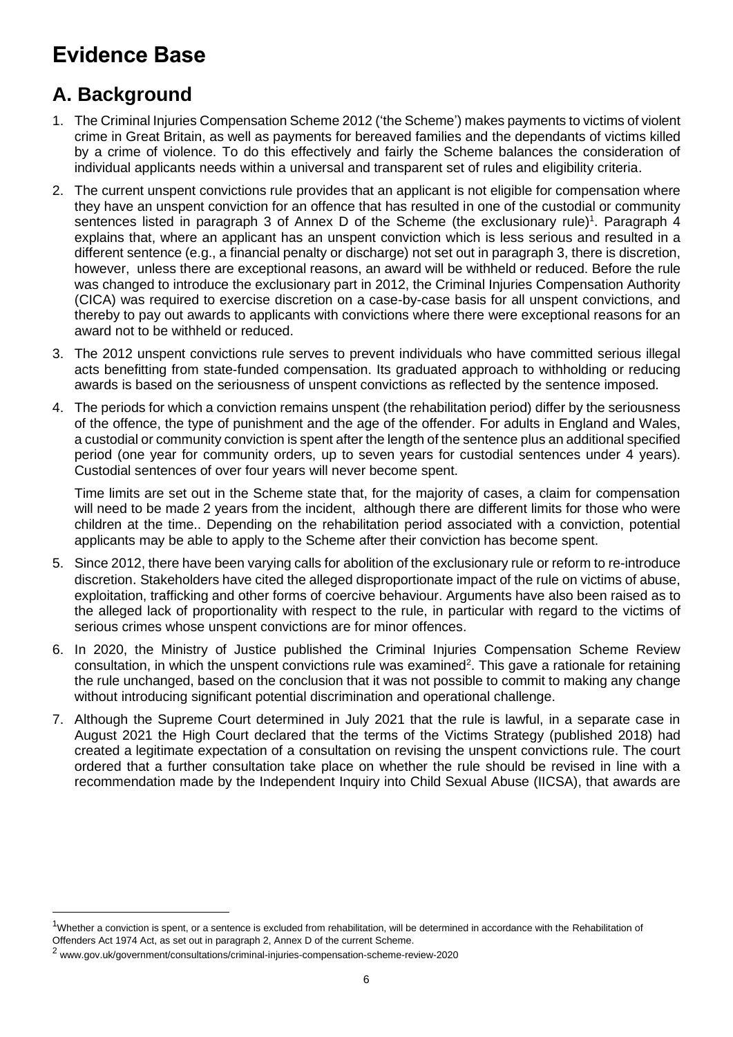# Evidence Base

## A. Background

1. The Criminal Injuries Compensation Scheme 2012 ('the Scheme') makes payments to victims of violent crime in Great Britain, as well as payments for bereaved families and the dependants of victims killed by a crime of violence. To do this effectively and fairly the Scheme balances the consideration of individual applicants needs within a universal and transparent set of rules and eligibility criteria.

2. The current unspent convictions rule provides that an applicant is not eligible for compensation where they have an unspent conviction for an offence that has resulted in one of the custodial or community sentences listed in paragraph 3 of Annex D of the Scheme (the exclusionary rule)[1]. Paragraph 4 explains that, where an applicant has an unspent conviction which is less serious and resulted in a different sentence (e.g., a financial penalty or discharge) not set out in paragraph 3, there is discretion, however, unless there are exceptional reasons, an award will be withheld or reduced. Before the rule was changed to introduce the exclusionary part in 2012, the Criminal Injuries Compensation Authority (CICA) was required to exercise discretion on a case-by-case basis for all unspent convictions, and thereby to pay out awards to applicants with convictions where there were exceptional reasons for an award not to be withheld or reduced.

3. The 2012 unspent convictions rule serves to prevent individuals who have committed serious illegal acts benefitting from state-funded compensation. Its graduated approach to withholding or reducing awards is based on the seriousness of unspent convictions as reflected by the sentence imposed.

4. The periods for which a conviction remains unspent (the rehabilitation period) differ by the seriousness of the offence, the type of punishment and the age of the offender. For adults in England and Wales, a custodial or community conviction is spent after the length of the sentence plus an additional specified period (one year for community orders, up to seven years for custodial sentences under 4 years). Custodial sentences of over four years will never become spent.

   Time limits are set out in the Scheme state that, for the majority of cases, a claim for compensation will need to be made 2 years from the incident, although there are different limits for those who were children at the time.. Depending on the rehabilitation period associated with a conviction, potential applicants may be able to apply to the Scheme after their conviction has become spent.

5. Since 2012, there have been varying calls for abolition of the exclusionary rule or reform to re-introduce discretion. Stakeholders have cited the alleged disproportionate impact of the rule on victims of abuse, exploitation, trafficking and other forms of coercive behaviour. Arguments have also been raised as to the alleged lack of proportionality with respect to the rule, in particular with regard to the victims of serious crimes whose unspent convictions are for minor offences.

6. In 2020, the Ministry of Justice published the Criminal Injuries Compensation Scheme Review consultation, in which the unspent convictions rule was examined[2]. This gave a rationale for retaining the rule unchanged, based on the conclusion that it was not possible to commit to making any change without introducing significant potential discrimination and operational challenge.

7. Although the Supreme Court determined in July 2021 that the rule is lawful, in a separate case in August 2021 the High Court declared that the terms of the Victims Strategy (published 2018) had created a legitimate expectation of a consultation on revising the unspent convictions rule. The court ordered that a further consultation take place on whether the rule should be revised in line with a recommendation made by the Independent Inquiry into Child Sexual Abuse (IICSA), that awards are

---

[1] Whether a conviction is spent, or a sentence is excluded from rehabilitation, will be determined in accordance with the Rehabilitation of Offenders Act 1974 Act, as set out in paragraph 2, Annex D of the current Scheme.

[2] www.gov.uk/government/consultations/criminal-injuries-compensation-scheme-review-2020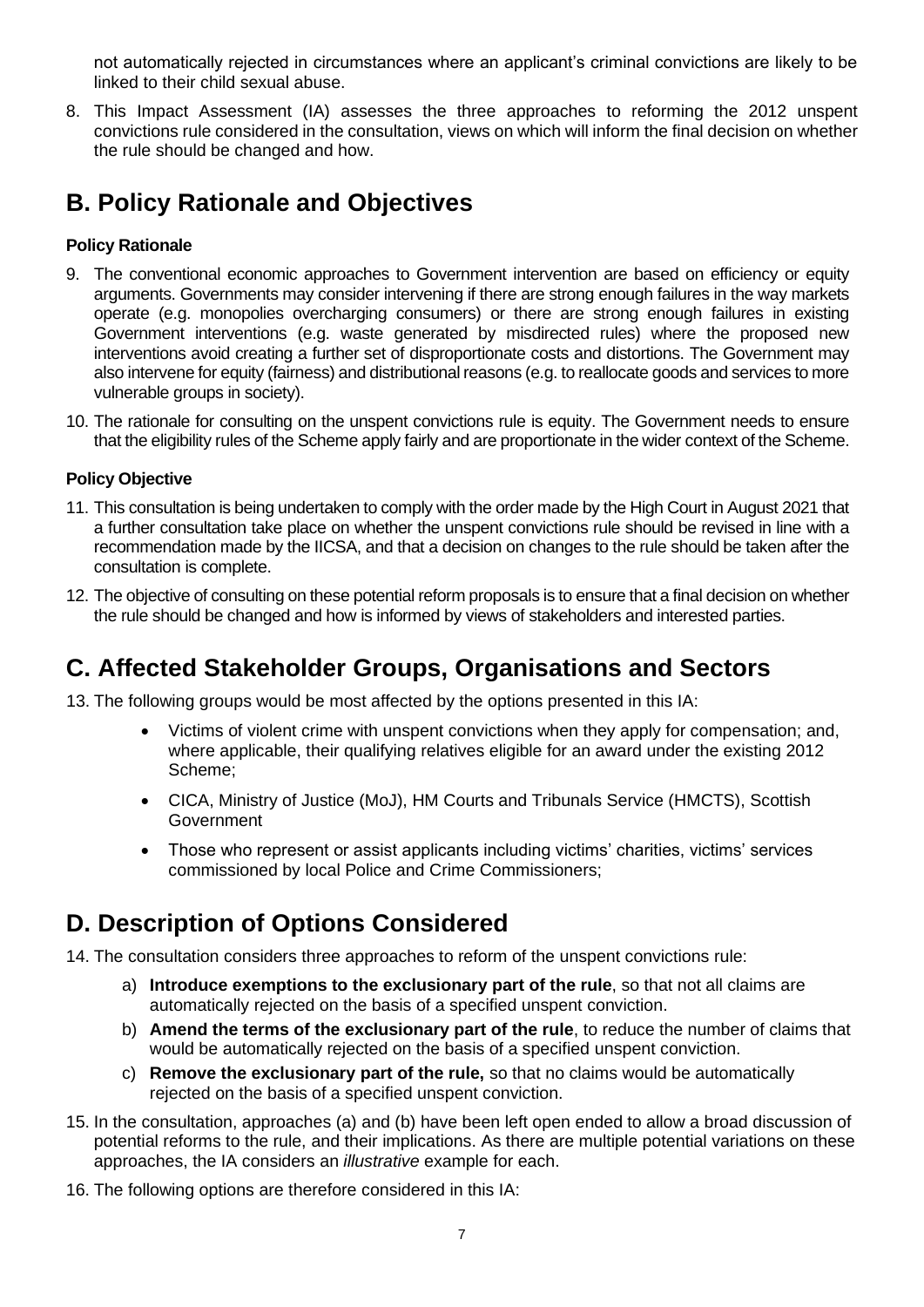not automatically rejected in circumstances where an applicant's criminal convictions are likely to be linked to their child sexual abuse.

8. This Impact Assessment (IA) assesses the three approaches to reforming the 2012 unspent convictions rule considered in the consultation, views on which will inform the final decision on whether the rule should be changed and how.

## B. Policy Rationale and Objectives

#### Policy Rationale

9. The conventional economic approaches to Government intervention are based on efficiency or equity arguments. Governments may consider intervening if there are strong enough failures in the way markets operate (e.g. monopolies overcharging consumers) or there are strong enough failures in existing Government interventions (e.g. waste generated by misdirected rules) where the proposed new interventions avoid creating a further set of disproportionate costs and distortions. The Government may also intervene for equity (fairness) and distributional reasons (e.g. to reallocate goods and services to more vulnerable groups in society).

10. The rationale for consulting on the unspent convictions rule is equity. The Government needs to ensure that the eligibility rules of the Scheme apply fairly and are proportionate in the wider context of the Scheme.

#### Policy Objective

11. This consultation is being undertaken to comply with the order made by the High Court in August 2021 that a further consultation take place on whether the unspent convictions rule should be revised in line with a recommendation made by the IICSA, and that a decision on changes to the rule should be taken after the consultation is complete.

12. The objective of consulting on these potential reform proposals is to ensure that a final decision on whether the rule should be changed and how is informed by views of stakeholders and interested parties.

## C. Affected Stakeholder Groups, Organisations and Sectors

13. The following groups would be most affected by the options presented in this IA:

    - Victims of violent crime with unspent convictions when they apply for compensation; and, where applicable, their qualifying relatives eligible for an award under the existing 2012 Scheme;
    - CICA, Ministry of Justice (MoJ), HM Courts and Tribunals Service (HMCTS), Scottish Government
    - Those who represent or assist applicants including victims' charities, victims' services commissioned by local Police and Crime Commissioners;

## D. Description of Options Considered

14. The consultation considers three approaches to reform of the unspent convictions rule:

    a) **Introduce exemptions to the exclusionary part of the rule**, so that not all claims are automatically rejected on the basis of a specified unspent conviction.
    b) **Amend the terms of the exclusionary part of the rule**, to reduce the number of claims that would be automatically rejected on the basis of a specified unspent conviction.
    c) **Remove the exclusionary part of the rule,** so that no claims would be automatically rejected on the basis of a specified unspent conviction.

15. In the consultation, approaches (a) and (b) have been left open ended to allow a broad discussion of potential reforms to the rule, and their implications. As there are multiple potential variations on these approaches, the IA considers an *illustrative* example for each.

16. The following options are therefore considered in this IA: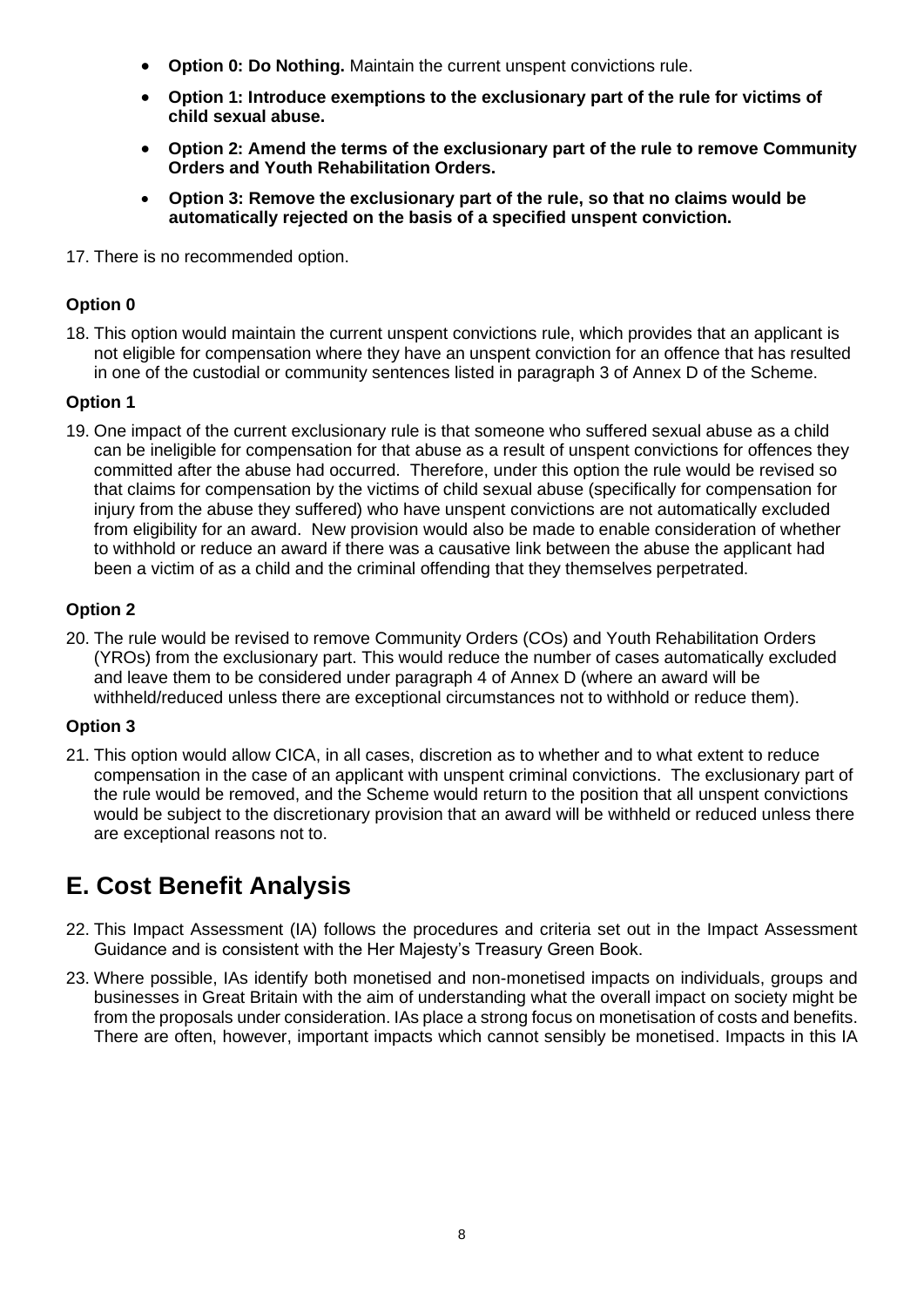- **Option 0: Do Nothing.** Maintain the current unspent convictions rule.
- **Option 1: Introduce exemptions to the exclusionary part of the rule for victims of child sexual abuse.**
- **Option 2: Amend the terms of the exclusionary part of the rule to remove Community Orders and Youth Rehabilitation Orders.**
- **Option 3: Remove the exclusionary part of the rule, so that no claims would be automatically rejected on the basis of a specified unspent conviction.**

17. There is no recommended option.

### Option 0

18. This option would maintain the current unspent convictions rule, which provides that an applicant is not eligible for compensation where they have an unspent conviction for an offence that has resulted in one of the custodial or community sentences listed in paragraph 3 of Annex D of the Scheme.

### Option 1

19. One impact of the current exclusionary rule is that someone who suffered sexual abuse as a child can be ineligible for compensation for that abuse as a result of unspent convictions for offences they committed after the abuse had occurred. Therefore, under this option the rule would be revised so that claims for compensation by the victims of child sexual abuse (specifically for compensation for injury from the abuse they suffered) who have unspent convictions are not automatically excluded from eligibility for an award. New provision would also be made to enable consideration of whether to withhold or reduce an award if there was a causative link between the abuse the applicant had been a victim of as a child and the criminal offending that they themselves perpetrated.

### Option 2

20. The rule would be revised to remove Community Orders (COs) and Youth Rehabilitation Orders (YROs) from the exclusionary part. This would reduce the number of cases automatically excluded and leave them to be considered under paragraph 4 of Annex D (where an award will be withheld/reduced unless there are exceptional circumstances not to withhold or reduce them).

### Option 3

21. This option would allow CICA, in all cases, discretion as to whether and to what extent to reduce compensation in the case of an applicant with unspent criminal convictions. The exclusionary part of the rule would be removed, and the Scheme would return to the position that all unspent convictions would be subject to the discretionary provision that an award will be withheld or reduced unless there are exceptional reasons not to.

## E. Cost Benefit Analysis

22. This Impact Assessment (IA) follows the procedures and criteria set out in the Impact Assessment Guidance and is consistent with the Her Majesty's Treasury Green Book.

23. Where possible, IAs identify both monetised and non-monetised impacts on individuals, groups and businesses in Great Britain with the aim of understanding what the overall impact on society might be from the proposals under consideration. IAs place a strong focus on monetisation of costs and benefits. There are often, however, important impacts which cannot sensibly be monetised. Impacts in this IA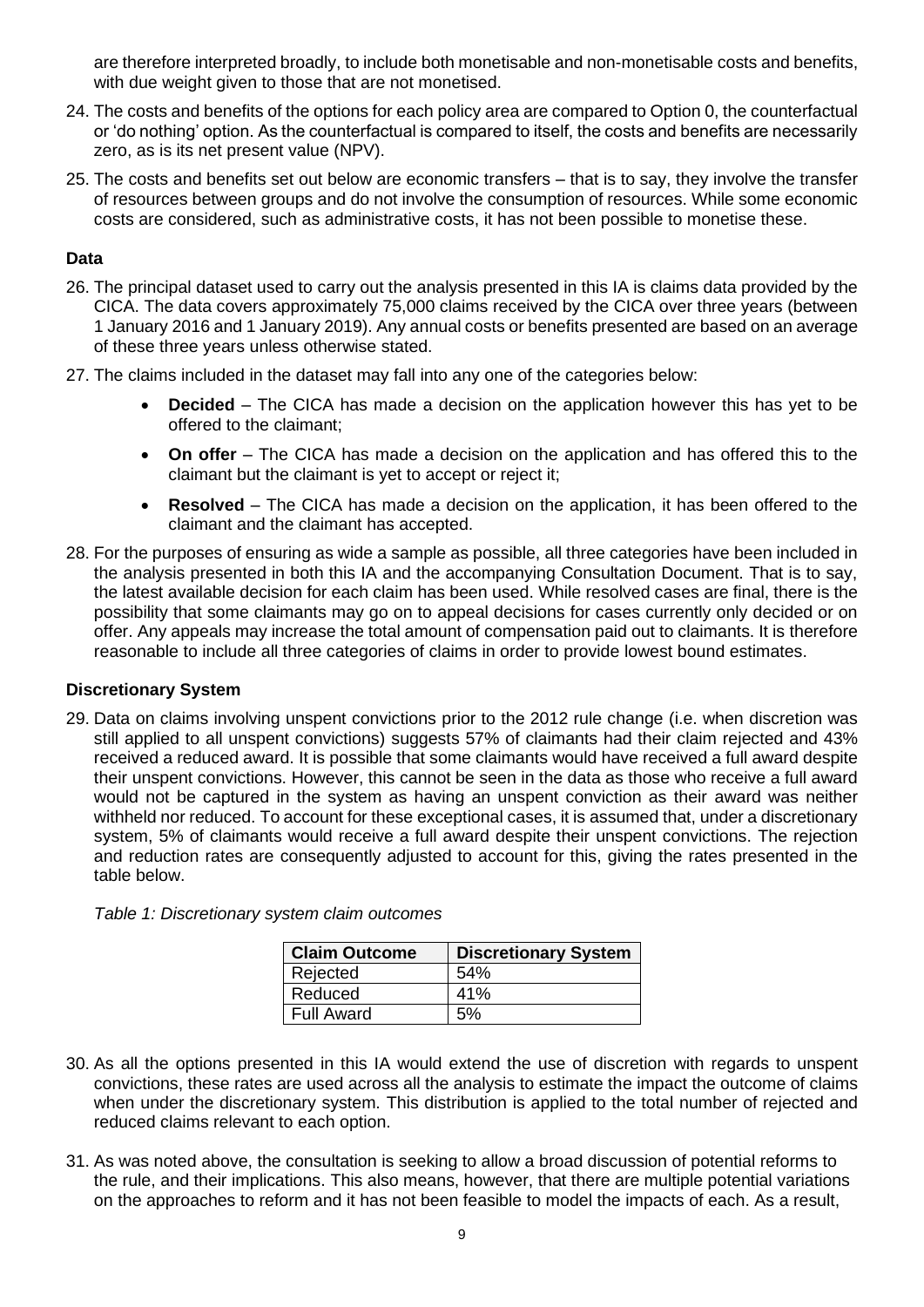are therefore interpreted broadly, to include both monetisable and non-monetisable costs and benefits, with due weight given to those that are not monetised.

24. The costs and benefits of the options for each policy area are compared to Option 0, the counterfactual or 'do nothing' option. As the counterfactual is compared to itself, the costs and benefits are necessarily zero, as is its net present value (NPV).

25. The costs and benefits set out below are economic transfers – that is to say, they involve the transfer of resources between groups and do not involve the consumption of resources. While some economic costs are considered, such as administrative costs, it has not been possible to monetise these.

**Data**

26. The principal dataset used to carry out the analysis presented in this IA is claims data provided by the CICA. The data covers approximately 75,000 claims received by the CICA over three years (between 1 January 2016 and 1 January 2019). Any annual costs or benefits presented are based on an average of these three years unless otherwise stated.

27. The claims included in the dataset may fall into any one of the categories below:

    - **Decided** – The CICA has made a decision on the application however this has yet to be offered to the claimant;
    - **On offer** – The CICA has made a decision on the application and has offered this to the claimant but the claimant is yet to accept or reject it;
    - **Resolved** – The CICA has made a decision on the application, it has been offered to the claimant and the claimant has accepted.

28. For the purposes of ensuring as wide a sample as possible, all three categories have been included in the analysis presented in both this IA and the accompanying Consultation Document. That is to say, the latest available decision for each claim has been used. While resolved cases are final, there is the possibility that some claimants may go on to appeal decisions for cases currently only decided or on offer. Any appeals may increase the total amount of compensation paid out to claimants. It is therefore reasonable to include all three categories of claims in order to provide lowest bound estimates.

**Discretionary System**

29. Data on claims involving unspent convictions prior to the 2012 rule change (i.e. when discretion was still applied to all unspent convictions) suggests 57% of claimants had their claim rejected and 43% received a reduced award. It is possible that some claimants would have received a full award despite their unspent convictions. However, this cannot be seen in the data as those who receive a full award would not be captured in the system as having an unspent conviction as their award was neither withheld nor reduced. To account for these exceptional cases, it is assumed that, under a discretionary system, 5% of claimants would receive a full award despite their unspent convictions. The rejection and reduction rates are consequently adjusted to account for this, giving the rates presented in the table below.

*Table 1: Discretionary system claim outcomes*

| Claim Outcome | Discretionary System |
|---|---|
| Rejected | 54% |
| Reduced | 41% |
| Full Award | 5% |

30. As all the options presented in this IA would extend the use of discretion with regards to unspent convictions, these rates are used across all the analysis to estimate the impact the outcome of claims when under the discretionary system. This distribution is applied to the total number of rejected and reduced claims relevant to each option.

31. As was noted above, the consultation is seeking to allow a broad discussion of potential reforms to the rule, and their implications. This also means, however, that there are multiple potential variations on the approaches to reform and it has not been feasible to model the impacts of each. As a result,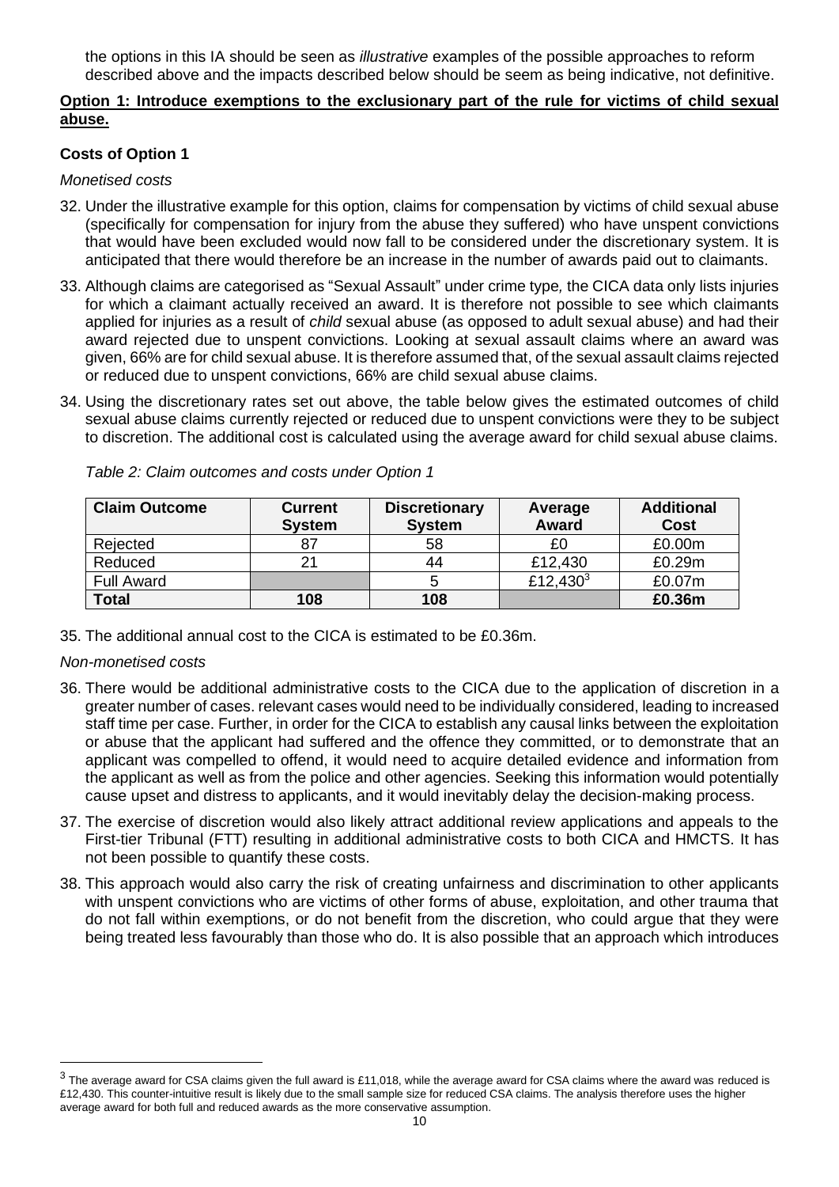the options in this IA should be seen as *illustrative* examples of the possible approaches to reform described above and the impacts described below should be seem as being indicative, not definitive.

**Option 1: Introduce exemptions to the exclusionary part of the rule for victims of child sexual abuse.**

**Costs of Option 1**

*Monetised costs*

32. Under the illustrative example for this option, claims for compensation by victims of child sexual abuse (specifically for compensation for injury from the abuse they suffered) who have unspent convictions that would have been excluded would now fall to be considered under the discretionary system. It is anticipated that there would therefore be an increase in the number of awards paid out to claimants.

33. Although claims are categorised as "Sexual Assault" under crime type*,* the CICA data only lists injuries for which a claimant actually received an award. It is therefore not possible to see which claimants applied for injuries as a result of *child* sexual abuse (as opposed to adult sexual abuse) and had their award rejected due to unspent convictions. Looking at sexual assault claims where an award was given, 66% are for child sexual abuse. It is therefore assumed that, of the sexual assault claims rejected or reduced due to unspent convictions, 66% are child sexual abuse claims.

34. Using the discretionary rates set out above, the table below gives the estimated outcomes of child sexual abuse claims currently rejected or reduced due to unspent convictions were they to be subject to discretion. The additional cost is calculated using the average award for child sexual abuse claims.

*Table 2: Claim outcomes and costs under Option 1*

| Claim Outcome | Current System | Discretionary System | Average Award | Additional Cost |
|---|---|---|---|---|
| Rejected | 87 | 58 | £0 | £0.00m |
| Reduced | 21 | 44 | £12,430 | £0.29m |
| Full Award | | 5 | £12,430[3] | £0.07m |
| **Total** | **108** | **108** | | **£0.36m** |

35. The additional annual cost to the CICA is estimated to be £0.36m.

*Non-monetised costs*

36. There would be additional administrative costs to the CICA due to the application of discretion in a greater number of cases. relevant cases would need to be individually considered, leading to increased staff time per case. Further, in order for the CICA to establish any causal links between the exploitation or abuse that the applicant had suffered and the offence they committed, or to demonstrate that an applicant was compelled to offend, it would need to acquire detailed evidence and information from the applicant as well as from the police and other agencies. Seeking this information would potentially cause upset and distress to applicants, and it would inevitably delay the decision-making process.

37. The exercise of discretion would also likely attract additional review applications and appeals to the First-tier Tribunal (FTT) resulting in additional administrative costs to both CICA and HMCTS. It has not been possible to quantify these costs.

38. This approach would also carry the risk of creating unfairness and discrimination to other applicants with unspent convictions who are victims of other forms of abuse, exploitation, and other trauma that do not fall within exemptions, or do not benefit from the discretion, who could argue that they were being treated less favourably than those who do. It is also possible that an approach which introduces

[3] The average award for CSA claims given the full award is £11,018, while the average award for CSA claims where the award was reduced is £12,430. This counter-intuitive result is likely due to the small sample size for reduced CSA claims. The analysis therefore uses the higher average award for both full and reduced awards as the more conservative assumption.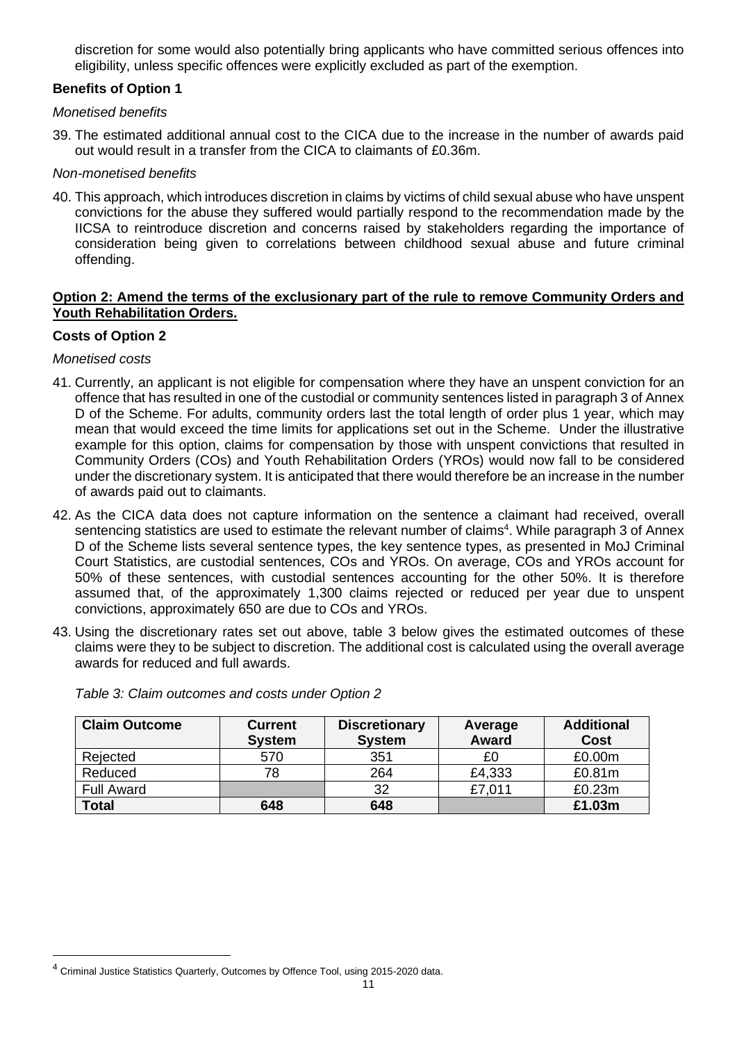discretion for some would also potentially bring applicants who have committed serious offences into eligibility, unless specific offences were explicitly excluded as part of the exemption.

**Benefits of Option 1**

*Monetised benefits*

39. The estimated additional annual cost to the CICA due to the increase in the number of awards paid out would result in a transfer from the CICA to claimants of £0.36m.

*Non-monetised benefits*

40. This approach, which introduces discretion in claims by victims of child sexual abuse who have unspent convictions for the abuse they suffered would partially respond to the recommendation made by the IICSA to reintroduce discretion and concerns raised by stakeholders regarding the importance of consideration being given to correlations between childhood sexual abuse and future criminal offending.

**Option 2: Amend the terms of the exclusionary part of the rule to remove Community Orders and Youth Rehabilitation Orders.**

**Costs of Option 2**

*Monetised costs*

41. Currently, an applicant is not eligible for compensation where they have an unspent conviction for an offence that has resulted in one of the custodial or community sentences listed in paragraph 3 of Annex D of the Scheme. For adults, community orders last the total length of order plus 1 year, which may mean that would exceed the time limits for applications set out in the Scheme. Under the illustrative example for this option, claims for compensation by those with unspent convictions that resulted in Community Orders (COs) and Youth Rehabilitation Orders (YROs) would now fall to be considered under the discretionary system. It is anticipated that there would therefore be an increase in the number of awards paid out to claimants.

42. As the CICA data does not capture information on the sentence a claimant had received, overall sentencing statistics are used to estimate the relevant number of claims[4]. While paragraph 3 of Annex D of the Scheme lists several sentence types, the key sentence types, as presented in MoJ Criminal Court Statistics, are custodial sentences, COs and YROs. On average, COs and YROs account for 50% of these sentences, with custodial sentences accounting for the other 50%. It is therefore assumed that, of the approximately 1,300 claims rejected or reduced per year due to unspent convictions, approximately 650 are due to COs and YROs.

43. Using the discretionary rates set out above, table 3 below gives the estimated outcomes of these claims were they to be subject to discretion. The additional cost is calculated using the overall average awards for reduced and full awards.

*Table 3: Claim outcomes and costs under Option 2*

| Claim Outcome | Current System | Discretionary System | Average Award | Additional Cost |
|---|---|---|---|---|
| Rejected | 570 | 351 | £0 | £0.00m |
| Reduced | 78 | 264 | £4,333 | £0.81m |
| Full Award | | 32 | £7,011 | £0.23m |
| **Total** | **648** | **648** | | **£1.03m** |

[4] Criminal Justice Statistics Quarterly, Outcomes by Offence Tool, using 2015-2020 data.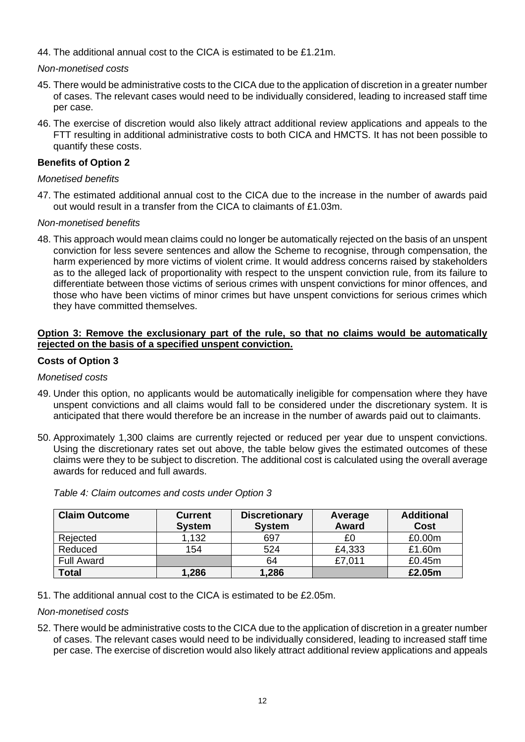44. The additional annual cost to the CICA is estimated to be £1.21m.

*Non-monetised costs*

45. There would be administrative costs to the CICA due to the application of discretion in a greater number of cases. The relevant cases would need to be individually considered, leading to increased staff time per case.

46. The exercise of discretion would also likely attract additional review applications and appeals to the FTT resulting in additional administrative costs to both CICA and HMCTS. It has not been possible to quantify these costs.

**Benefits of Option 2**

*Monetised benefits*

47. The estimated additional annual cost to the CICA due to the increase in the number of awards paid out would result in a transfer from the CICA to claimants of £1.03m.

*Non-monetised benefits*

48. This approach would mean claims could no longer be automatically rejected on the basis of an unspent conviction for less severe sentences and allow the Scheme to recognise, through compensation, the harm experienced by more victims of violent crime. It would address concerns raised by stakeholders as to the alleged lack of proportionality with respect to the unspent conviction rule, from its failure to differentiate between those victims of serious crimes with unspent convictions for minor offences, and those who have been victims of minor crimes but have unspent convictions for serious crimes which they have committed themselves.

**Option 3: Remove the exclusionary part of the rule, so that no claims would be automatically rejected on the basis of a specified unspent conviction.**

**Costs of Option 3**

*Monetised costs*

49. Under this option, no applicants would be automatically ineligible for compensation where they have unspent convictions and all claims would fall to be considered under the discretionary system. It is anticipated that there would therefore be an increase in the number of awards paid out to claimants.

50. Approximately 1,300 claims are currently rejected or reduced per year due to unspent convictions. Using the discretionary rates set out above, the table below gives the estimated outcomes of these claims were they to be subject to discretion. The additional cost is calculated using the overall average awards for reduced and full awards.

*Table 4: Claim outcomes and costs under Option 3*

| Claim Outcome | Current System | Discretionary System | Average Award | Additional Cost |
|---|---|---|---|---|
| Rejected | 1,132 | 697 | £0 | £0.00m |
| Reduced | 154 | 524 | £4,333 | £1.60m |
| Full Award | | 64 | £7,011 | £0.45m |
| **Total** | **1,286** | **1,286** | | **£2.05m** |

51. The additional annual cost to the CICA is estimated to be £2.05m.

*Non-monetised costs*

52. There would be administrative costs to the CICA due to the application of discretion in a greater number of cases. The relevant cases would need to be individually considered, leading to increased staff time per case. The exercise of discretion would also likely attract additional review applications and appeals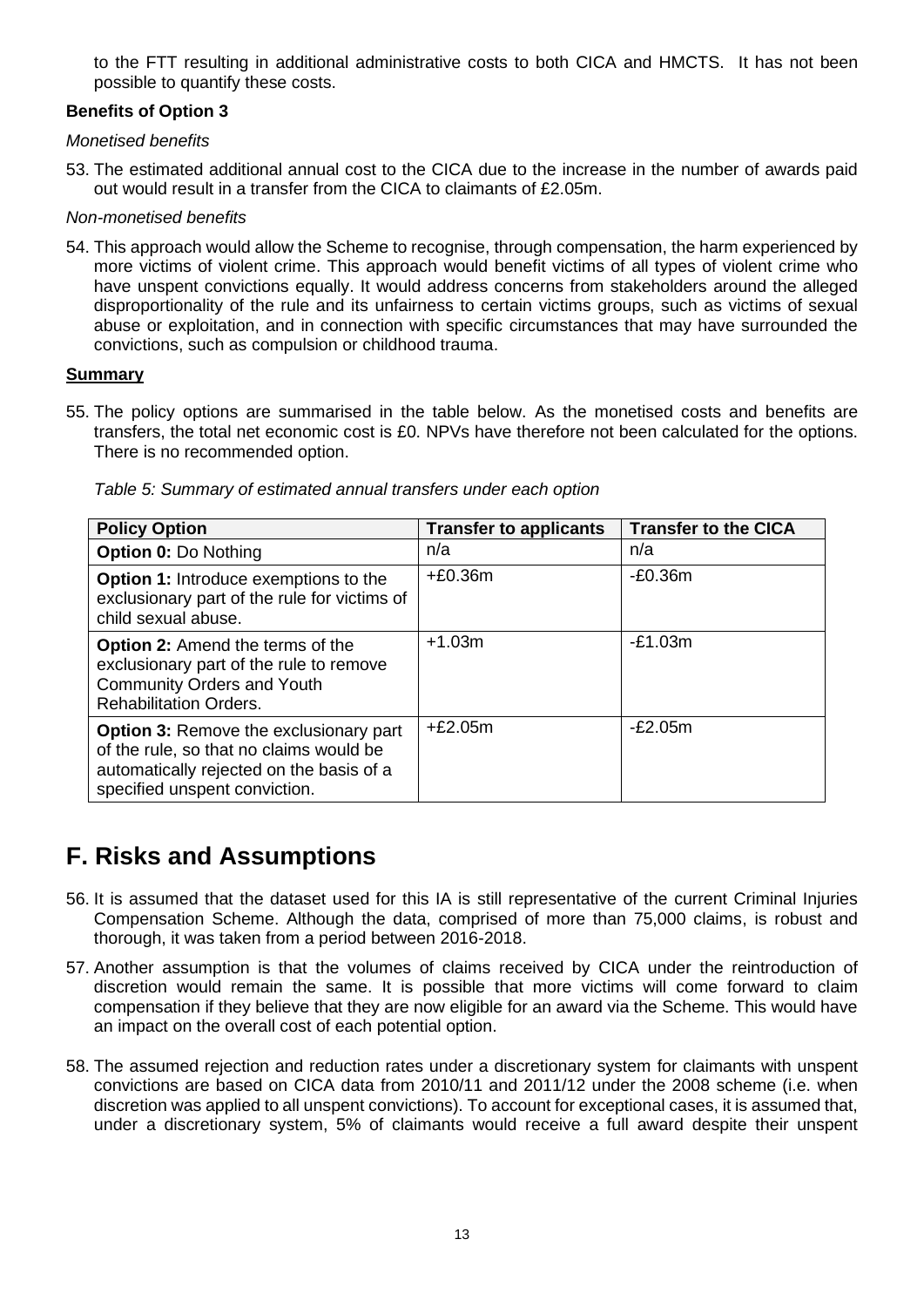to the FTT resulting in additional administrative costs to both CICA and HMCTS. It has not been possible to quantify these costs.

**Benefits of Option 3**

*Monetised benefits*

53. The estimated additional annual cost to the CICA due to the increase in the number of awards paid out would result in a transfer from the CICA to claimants of £2.05m.

*Non-monetised benefits*

54. This approach would allow the Scheme to recognise, through compensation, the harm experienced by more victims of violent crime. This approach would benefit victims of all types of violent crime who have unspent convictions equally. It would address concerns from stakeholders around the alleged disproportionality of the rule and its unfairness to certain victims groups, such as victims of sexual abuse or exploitation, and in connection with specific circumstances that may have surrounded the convictions, such as compulsion or childhood trauma.

**Summary**

55. The policy options are summarised in the table below. As the monetised costs and benefits are transfers, the total net economic cost is £0. NPVs have therefore not been calculated for the options. There is no recommended option.

*Table 5: Summary of estimated annual transfers under each option*

| Policy Option | Transfer to applicants | Transfer to the CICA |
|---|---|---|
| **Option 0:** Do Nothing | n/a | n/a |
| **Option 1:** Introduce exemptions to the exclusionary part of the rule for victims of child sexual abuse. | +£0.36m | -£0.36m |
| **Option 2:** Amend the terms of the exclusionary part of the rule to remove Community Orders and Youth Rehabilitation Orders. | +1.03m | -£1.03m |
| **Option 3:** Remove the exclusionary part of the rule, so that no claims would be automatically rejected on the basis of a specified unspent conviction. | +£2.05m | -£2.05m |

# F. Risks and Assumptions

56. It is assumed that the dataset used for this IA is still representative of the current Criminal Injuries Compensation Scheme. Although the data, comprised of more than 75,000 claims, is robust and thorough, it was taken from a period between 2016-2018.

57. Another assumption is that the volumes of claims received by CICA under the reintroduction of discretion would remain the same. It is possible that more victims will come forward to claim compensation if they believe that they are now eligible for an award via the Scheme. This would have an impact on the overall cost of each potential option.

58. The assumed rejection and reduction rates under a discretionary system for claimants with unspent convictions are based on CICA data from 2010/11 and 2011/12 under the 2008 scheme (i.e. when discretion was applied to all unspent convictions). To account for exceptional cases, it is assumed that, under a discretionary system, 5% of claimants would receive a full award despite their unspent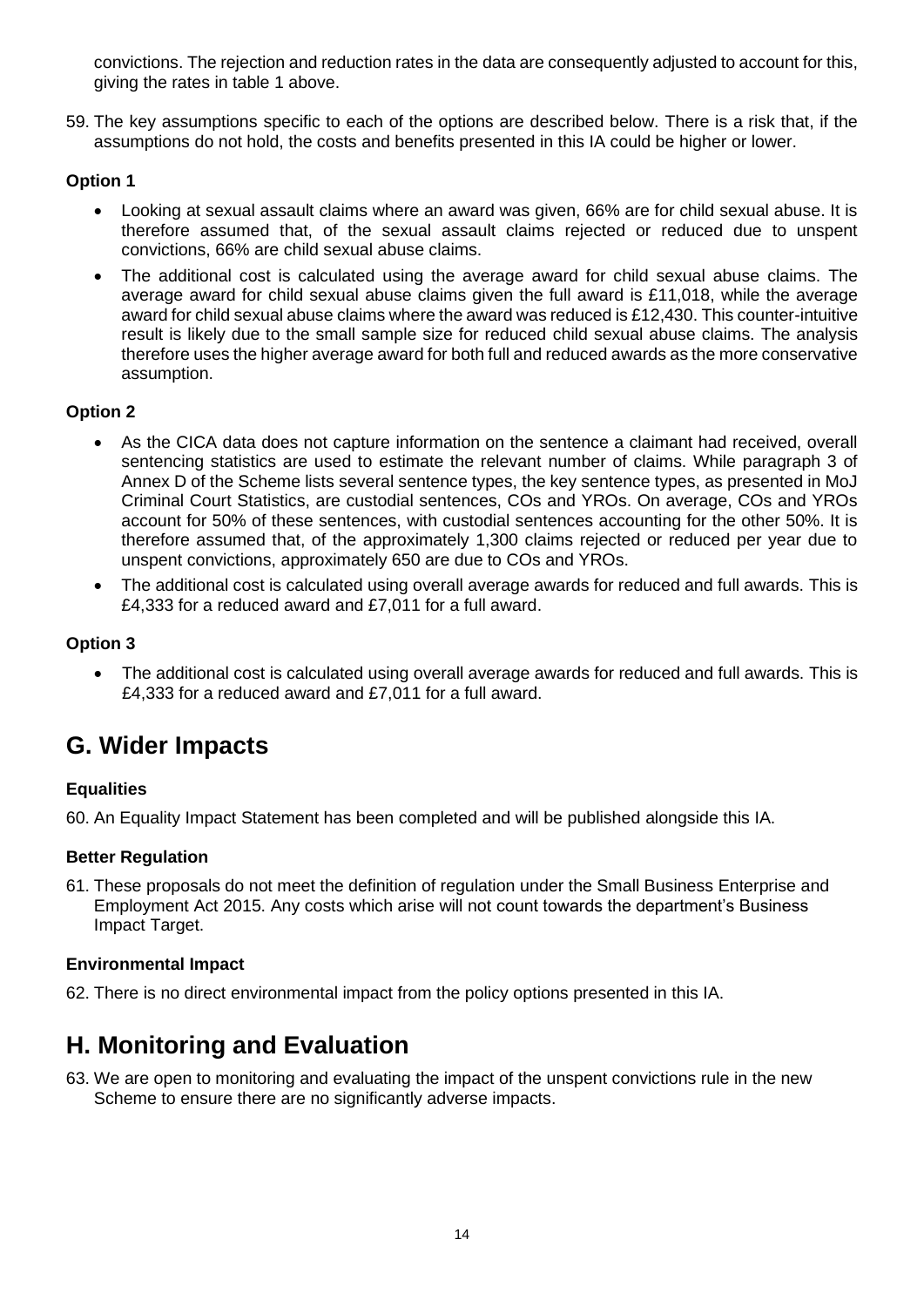convictions. The rejection and reduction rates in the data are consequently adjusted to account for this, giving the rates in table 1 above.

59. The key assumptions specific to each of the options are described below. There is a risk that, if the assumptions do not hold, the costs and benefits presented in this IA could be higher or lower.

### Option 1

- Looking at sexual assault claims where an award was given, 66% are for child sexual abuse. It is therefore assumed that, of the sexual assault claims rejected or reduced due to unspent convictions, 66% are child sexual abuse claims.
- The additional cost is calculated using the average award for child sexual abuse claims. The average award for child sexual abuse claims given the full award is £11,018, while the average award for child sexual abuse claims where the award was reduced is £12,430. This counter-intuitive result is likely due to the small sample size for reduced child sexual abuse claims. The analysis therefore uses the higher average award for both full and reduced awards as the more conservative assumption.

### Option 2

- As the CICA data does not capture information on the sentence a claimant had received, overall sentencing statistics are used to estimate the relevant number of claims. While paragraph 3 of Annex D of the Scheme lists several sentence types, the key sentence types, as presented in MoJ Criminal Court Statistics, are custodial sentences, COs and YROs. On average, COs and YROs account for 50% of these sentences, with custodial sentences accounting for the other 50%. It is therefore assumed that, of the approximately 1,300 claims rejected or reduced per year due to unspent convictions, approximately 650 are due to COs and YROs.
- The additional cost is calculated using overall average awards for reduced and full awards. This is £4,333 for a reduced award and £7,011 for a full award.

### Option 3

- The additional cost is calculated using overall average awards for reduced and full awards. This is £4,333 for a reduced award and £7,011 for a full award.

## G. Wider Impacts

### Equalities

60. An Equality Impact Statement has been completed and will be published alongside this IA.

### Better Regulation

61. These proposals do not meet the definition of regulation under the Small Business Enterprise and Employment Act 2015. Any costs which arise will not count towards the department's Business Impact Target.

### Environmental Impact

62. There is no direct environmental impact from the policy options presented in this IA.

## H. Monitoring and Evaluation

63. We are open to monitoring and evaluating the impact of the unspent convictions rule in the new Scheme to ensure there are no significantly adverse impacts.